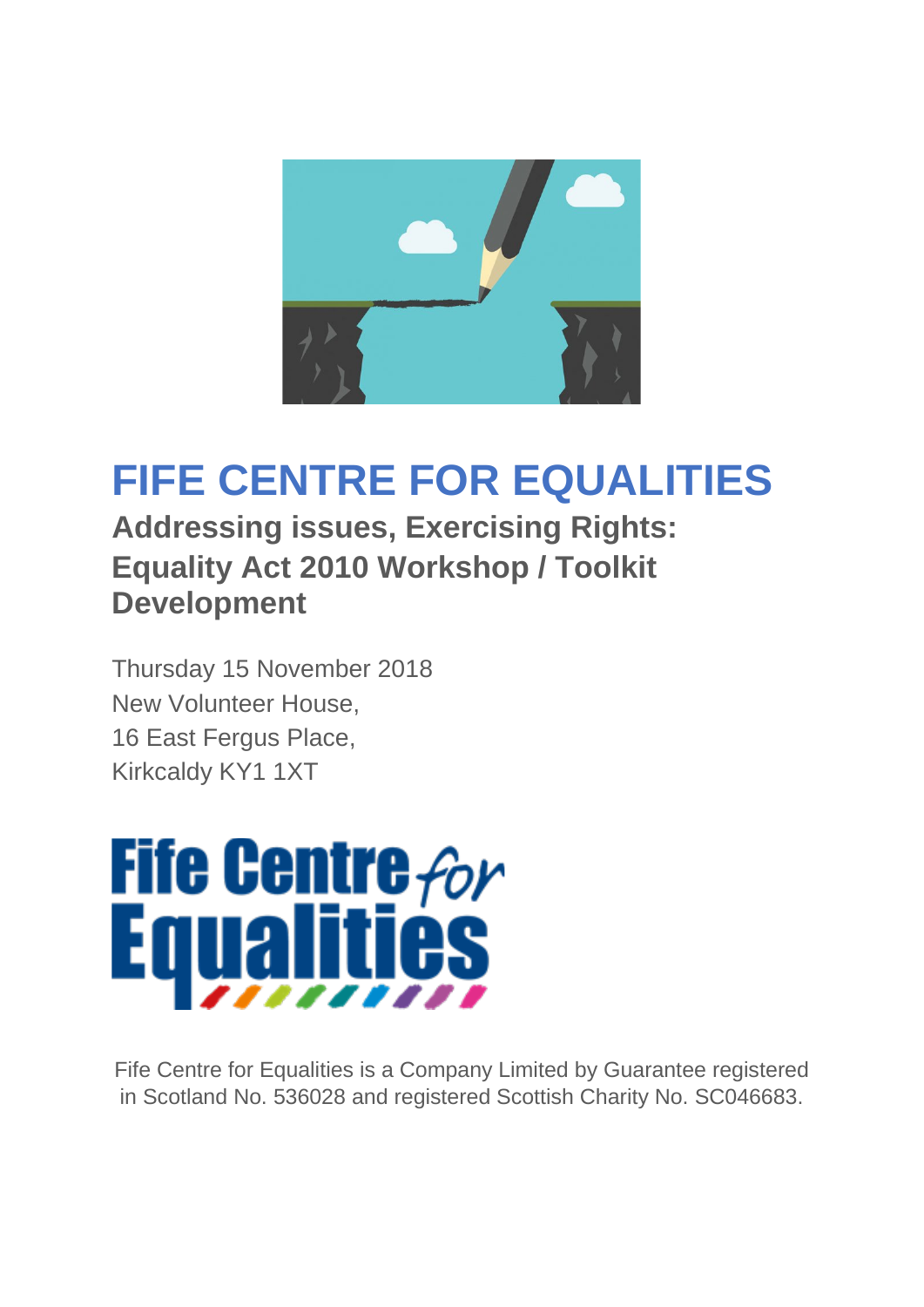# FIFE CENTRE FOR EQUALITIES

## Addressing issues, Exercising Rights: Equality Act 2010 Workshop / Toolkit Development

Thursday 15 November 2018
New Volunteer House,
16 East Fergus Place,
Kirkcaldy KY1 1XT

Fife Centre for Equalities is a Company Limited by Guarantee registered in Scotland No. 536028 and registered Scottish Charity No. SC046683.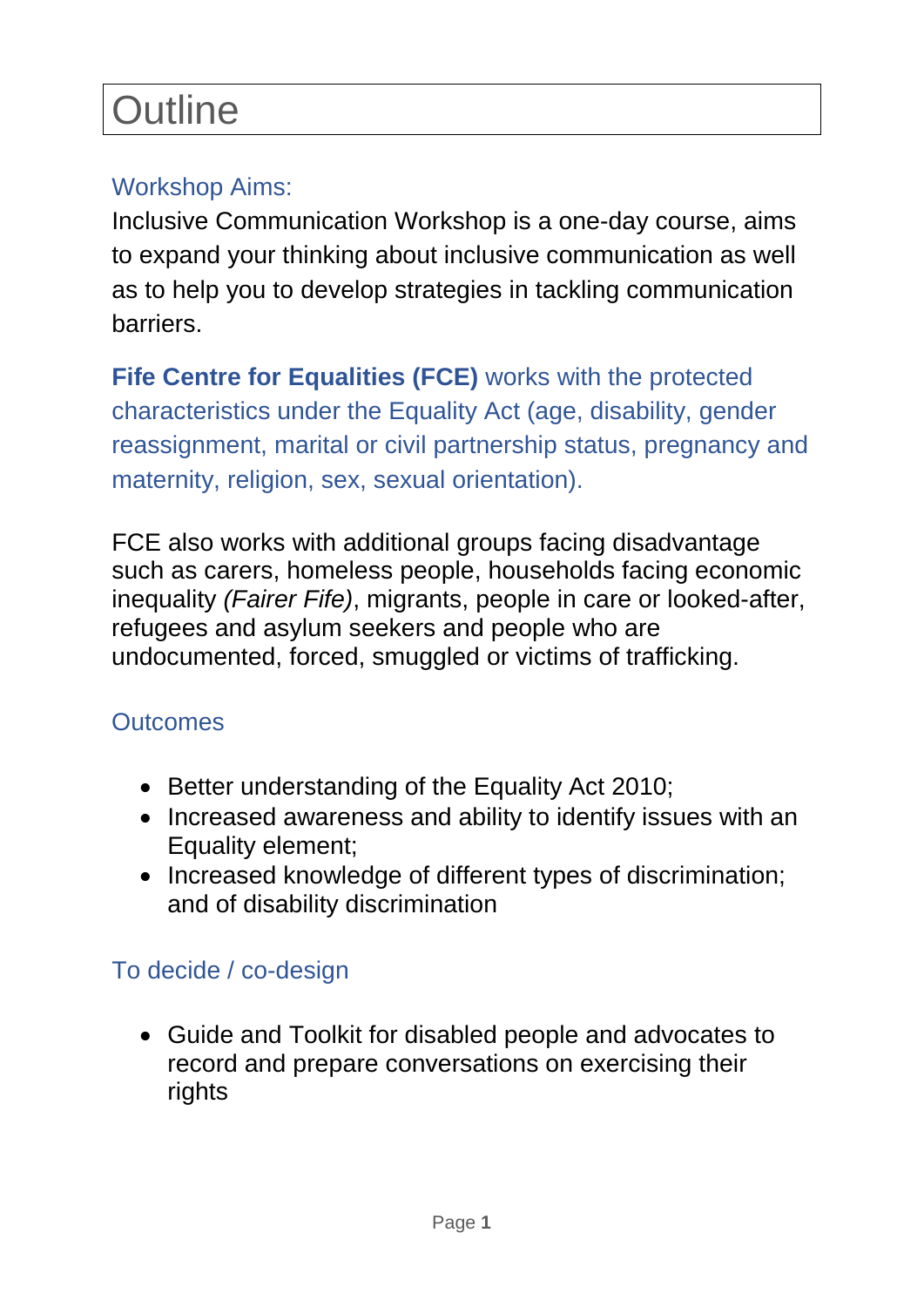# Outline

## Workshop Aims:

Inclusive Communication Workshop is a one-day course, aims to expand your thinking about inclusive communication as well as to help you to develop strategies in tackling communication barriers.

**Fife Centre for Equalities (FCE)** works with the protected characteristics under the Equality Act (age, disability, gender reassignment, marital or civil partnership status, pregnancy and maternity, religion, sex, sexual orientation).

FCE also works with additional groups facing disadvantage such as carers, homeless people, households facing economic inequality *(Fairer Fife)*, migrants, people in care or looked-after, refugees and asylum seekers and people who are undocumented, forced, smuggled or victims of trafficking.

## Outcomes

- Better understanding of the Equality Act 2010;
- Increased awareness and ability to identify issues with an Equality element;
- Increased knowledge of different types of discrimination; and of disability discrimination

## To decide / co-design

- Guide and Toolkit for disabled people and advocates to record and prepare conversations on exercising their rights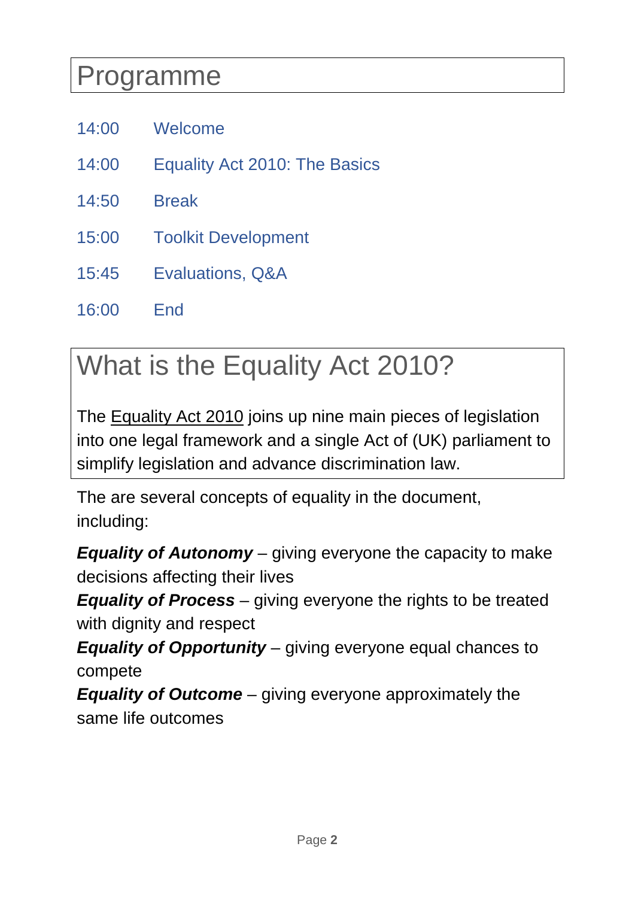# Programme

| | |
|---|---|
| 14:00 | Welcome |
| 14:00 | Equality Act 2010: The Basics |
| 14:50 | Break |
| 15:00 | Toolkit Development |
| 15:45 | Evaluations, Q&A |
| 16:00 | End |

# What is the Equality Act 2010?

The Equality Act 2010 joins up nine main pieces of legislation into one legal framework and a single Act of (UK) parliament to simplify legislation and advance discrimination law.

The are several concepts of equality in the document, including:

***Equality of Autonomy*** – giving everyone the capacity to make decisions affecting their lives
***Equality of Process*** – giving everyone the rights to be treated with dignity and respect
***Equality of Opportunity*** – giving everyone equal chances to compete
***Equality of Outcome*** – giving everyone approximately the same life outcomes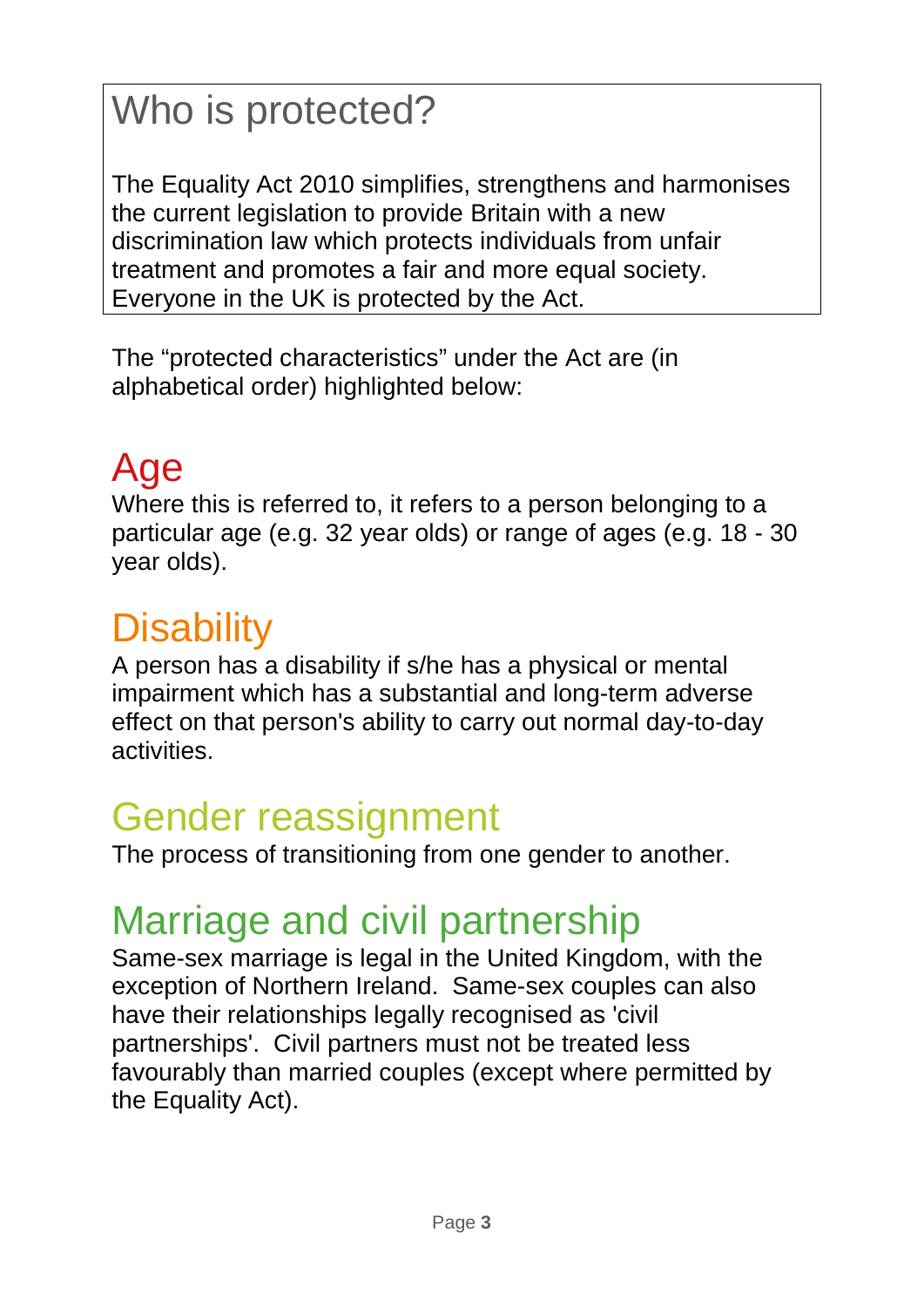# Who is protected?

The Equality Act 2010 simplifies, strengthens and harmonises the current legislation to provide Britain with a new discrimination law which protects individuals from unfair treatment and promotes a fair and more equal society. Everyone in the UK is protected by the Act.

The "protected characteristics" under the Act are (in alphabetical order) highlighted below:

## Age

Where this is referred to, it refers to a person belonging to a particular age (e.g. 32 year olds) or range of ages (e.g. 18 - 30 year olds).

## Disability

A person has a disability if s/he has a physical or mental impairment which has a substantial and long-term adverse effect on that person's ability to carry out normal day-to-day activities.

## Gender reassignment

The process of transitioning from one gender to another.

## Marriage and civil partnership

Same-sex marriage is legal in the United Kingdom, with the exception of Northern Ireland. Same-sex couples can also have their relationships legally recognised as 'civil partnerships'. Civil partners must not be treated less favourably than married couples (except where permitted by the Equality Act).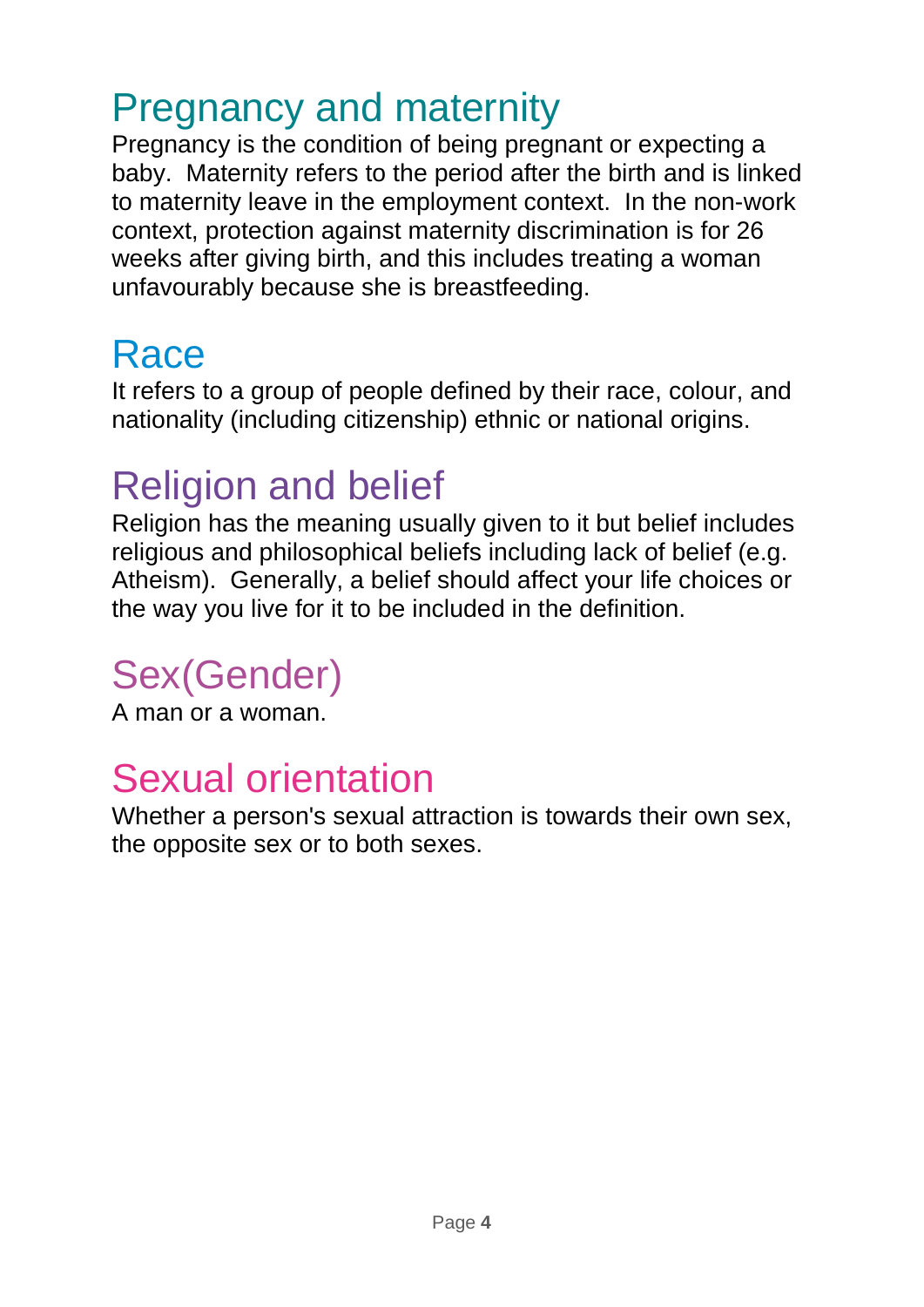## Pregnancy and maternity

Pregnancy is the condition of being pregnant or expecting a baby. Maternity refers to the period after the birth and is linked to maternity leave in the employment context. In the non-work context, protection against maternity discrimination is for 26 weeks after giving birth, and this includes treating a woman unfavourably because she is breastfeeding.

## Race

It refers to a group of people defined by their race, colour, and nationality (including citizenship) ethnic or national origins.

## Religion and belief

Religion has the meaning usually given to it but belief includes religious and philosophical beliefs including lack of belief (e.g. Atheism). Generally, a belief should affect your life choices or the way you live for it to be included in the definition.

## Sex(Gender)

A man or a woman.

## Sexual orientation

Whether a person's sexual attraction is towards their own sex, the opposite sex or to both sexes.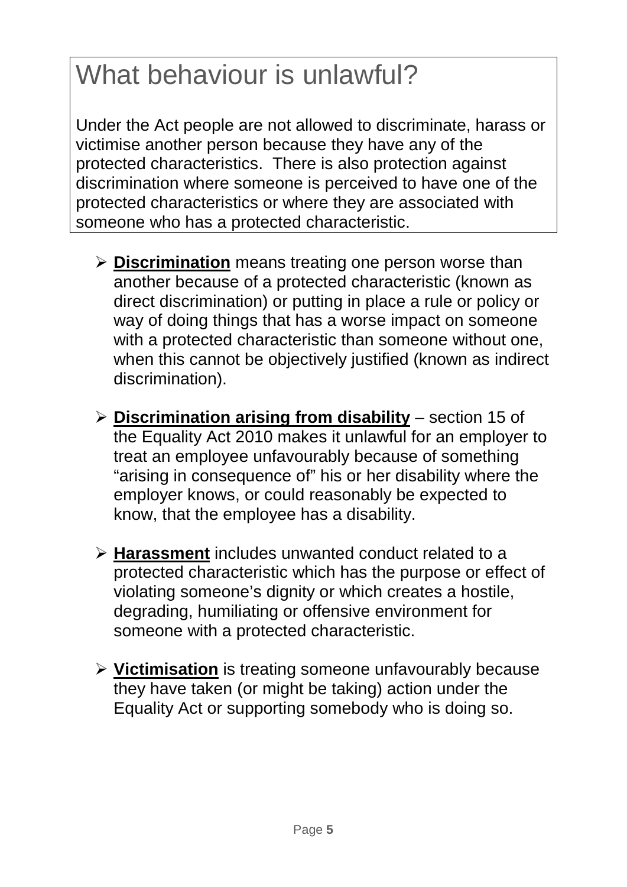# What behaviour is unlawful?

Under the Act people are not allowed to discriminate, harass or victimise another person because they have any of the protected characteristics. There is also protection against discrimination where someone is perceived to have one of the protected characteristics or where they are associated with someone who has a protected characteristic.

- **Discrimination** means treating one person worse than another because of a protected characteristic (known as direct discrimination) or putting in place a rule or policy or way of doing things that has a worse impact on someone with a protected characteristic than someone without one, when this cannot be objectively justified (known as indirect discrimination).

- **Discrimination arising from disability** – section 15 of the Equality Act 2010 makes it unlawful for an employer to treat an employee unfavourably because of something "arising in consequence of" his or her disability where the employer knows, or could reasonably be expected to know, that the employee has a disability.

- **Harassment** includes unwanted conduct related to a protected characteristic which has the purpose or effect of violating someone's dignity or which creates a hostile, degrading, humiliating or offensive environment for someone with a protected characteristic.

- **Victimisation** is treating someone unfavourably because they have taken (or might be taking) action under the Equality Act or supporting somebody who is doing so.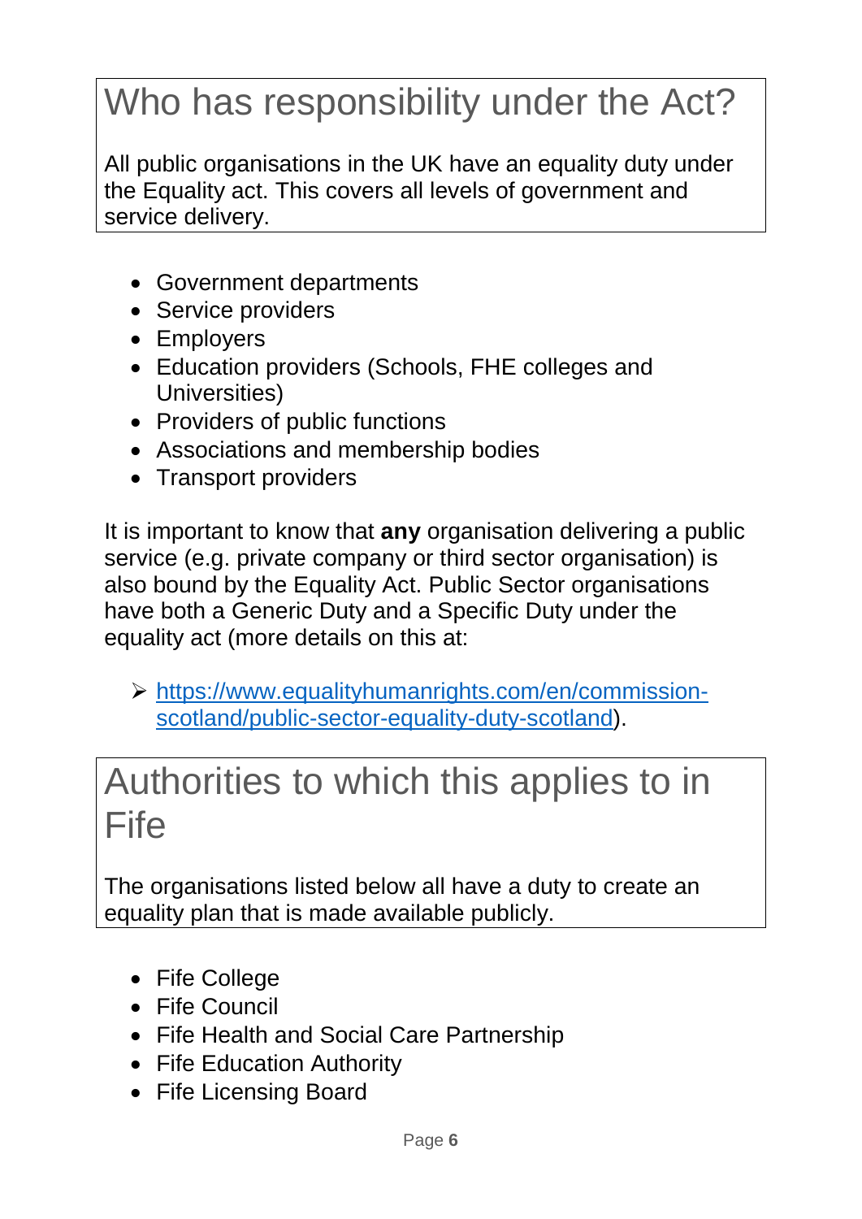## Who has responsibility under the Act?

All public organisations in the UK have an equality duty under the Equality act. This covers all levels of government and service delivery.

- Government departments
- Service providers
- Employers
- Education providers (Schools, FHE colleges and Universities)
- Providers of public functions
- Associations and membership bodies
- Transport providers

It is important to know that **any** organisation delivering a public service (e.g. private company or third sector organisation) is also bound by the Equality Act. Public Sector organisations have both a Generic Duty and a Specific Duty under the equality act (more details on this at:

- [https://www.equalityhumanrights.com/en/commission-scotland/public-sector-equality-duty-scotland](https://www.equalityhumanrights.com/en/commission-scotland/public-sector-equality-duty-scotland)).

## Authorities to which this applies to in Fife

The organisations listed below all have a duty to create an equality plan that is made available publicly.

- Fife College
- Fife Council
- Fife Health and Social Care Partnership
- Fife Education Authority
- Fife Licensing Board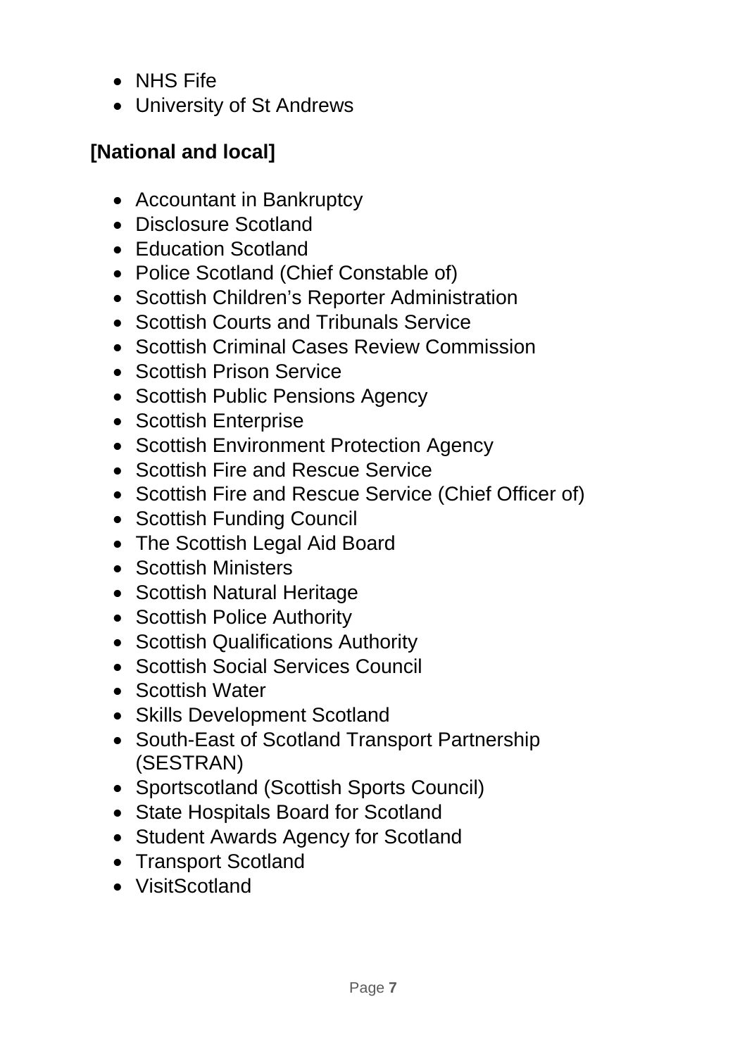- NHS Fife
- University of St Andrews

**[National and local]**

- Accountant in Bankruptcy
- Disclosure Scotland
- Education Scotland
- Police Scotland (Chief Constable of)
- Scottish Children's Reporter Administration
- Scottish Courts and Tribunals Service
- Scottish Criminal Cases Review Commission
- Scottish Prison Service
- Scottish Public Pensions Agency
- Scottish Enterprise
- Scottish Environment Protection Agency
- Scottish Fire and Rescue Service
- Scottish Fire and Rescue Service (Chief Officer of)
- Scottish Funding Council
- The Scottish Legal Aid Board
- Scottish Ministers
- Scottish Natural Heritage
- Scottish Police Authority
- Scottish Qualifications Authority
- Scottish Social Services Council
- Scottish Water
- Skills Development Scotland
- South-East of Scotland Transport Partnership (SESTRAN)
- Sportscotland (Scottish Sports Council)
- State Hospitals Board for Scotland
- Student Awards Agency for Scotland
- Transport Scotland
- VisitScotland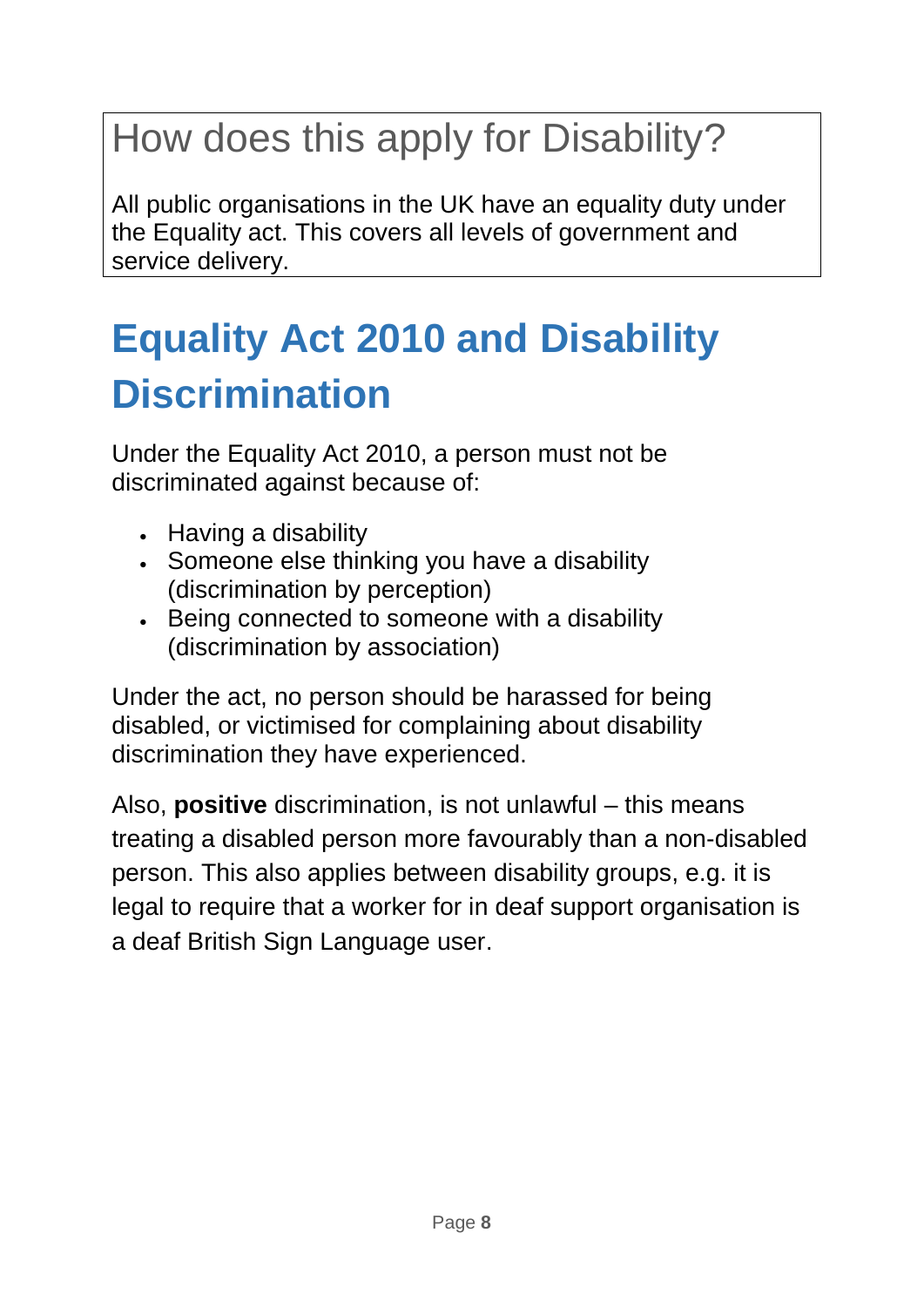## How does this apply for Disability?

All public organisations in the UK have an equality duty under the Equality act. This covers all levels of government and service delivery.

# Equality Act 2010 and Disability Discrimination

Under the Equality Act 2010, a person must not be discriminated against because of:

- Having a disability
- Someone else thinking you have a disability (discrimination by perception)
- Being connected to someone with a disability (discrimination by association)

Under the act, no person should be harassed for being disabled, or victimised for complaining about disability discrimination they have experienced.

Also, **positive** discrimination, is not unlawful – this means treating a disabled person more favourably than a non-disabled person. This also applies between disability groups, e.g. it is legal to require that a worker for in deaf support organisation is a deaf British Sign Language user.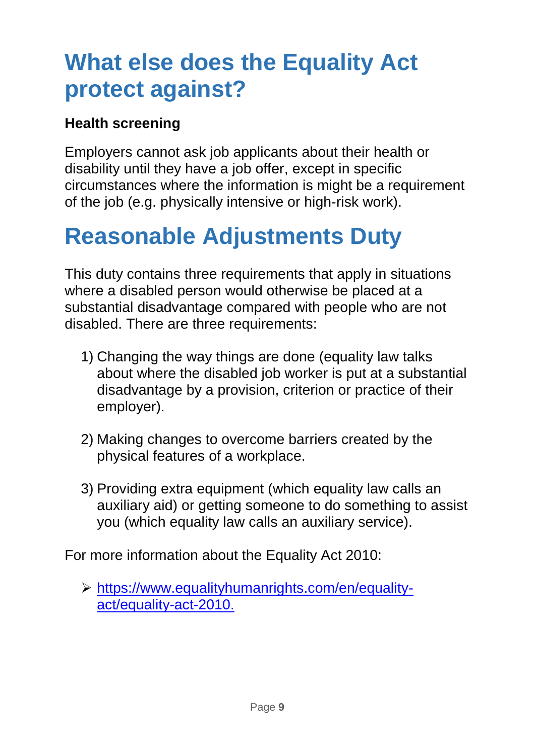# What else does the Equality Act protect against?

**Health screening**

Employers cannot ask job applicants about their health or disability until they have a job offer, except in specific circumstances where the information is might be a requirement of the job (e.g. physically intensive or high-risk work).

# Reasonable Adjustments Duty

This duty contains three requirements that apply in situations where a disabled person would otherwise be placed at a substantial disadvantage compared with people who are not disabled. There are three requirements:

1) Changing the way things are done (equality law talks about where the disabled job worker is put at a substantial disadvantage by a provision, criterion or practice of their employer).

2) Making changes to overcome barriers created by the physical features of a workplace.

3) Providing extra equipment (which equality law calls an auxiliary aid) or getting someone to do something to assist you (which equality law calls an auxiliary service).

For more information about the Equality Act 2010:

- https://www.equalityhumanrights.com/en/equality-act/equality-act-2010.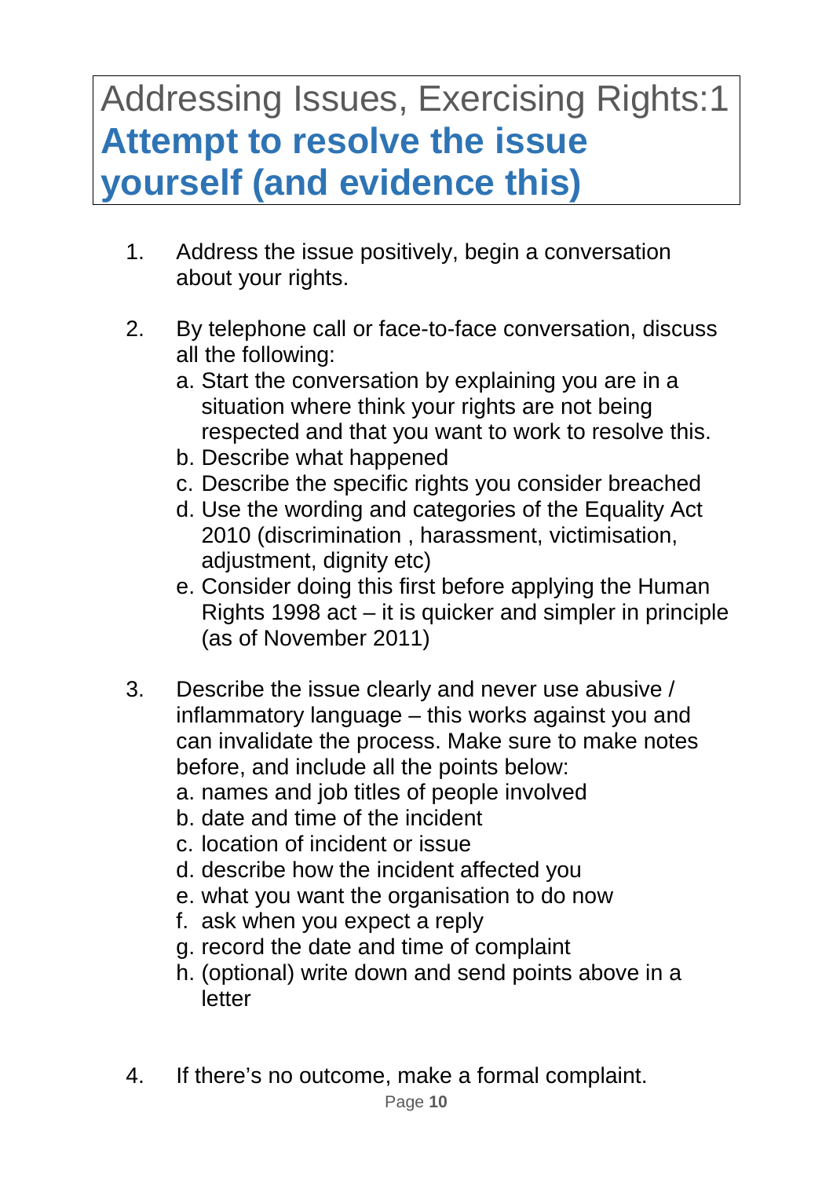# Addressing Issues, Exercising Rights:1 **Attempt to resolve the issue yourself (and evidence this)**

1. Address the issue positively, begin a conversation about your rights.

2. By telephone call or face-to-face conversation, discuss all the following:
   a. Start the conversation by explaining you are in a situation where think your rights are not being respected and that you want to work to resolve this.
   b. Describe what happened
   c. Describe the specific rights you consider breached
   d. Use the wording and categories of the Equality Act 2010 (discrimination , harassment, victimisation, adjustment, dignity etc)
   e. Consider doing this first before applying the Human Rights 1998 act – it is quicker and simpler in principle (as of November 2011)

3. Describe the issue clearly and never use abusive / inflammatory language – this works against you and can invalidate the process. Make sure to make notes before, and include all the points below:
   a. names and job titles of people involved
   b. date and time of the incident
   c. location of incident or issue
   d. describe how the incident affected you
   e. what you want the organisation to do now
   f. ask when you expect a reply
   g. record the date and time of complaint
   h. (optional) write down and send points above in a letter

4. If there's no outcome, make a formal complaint.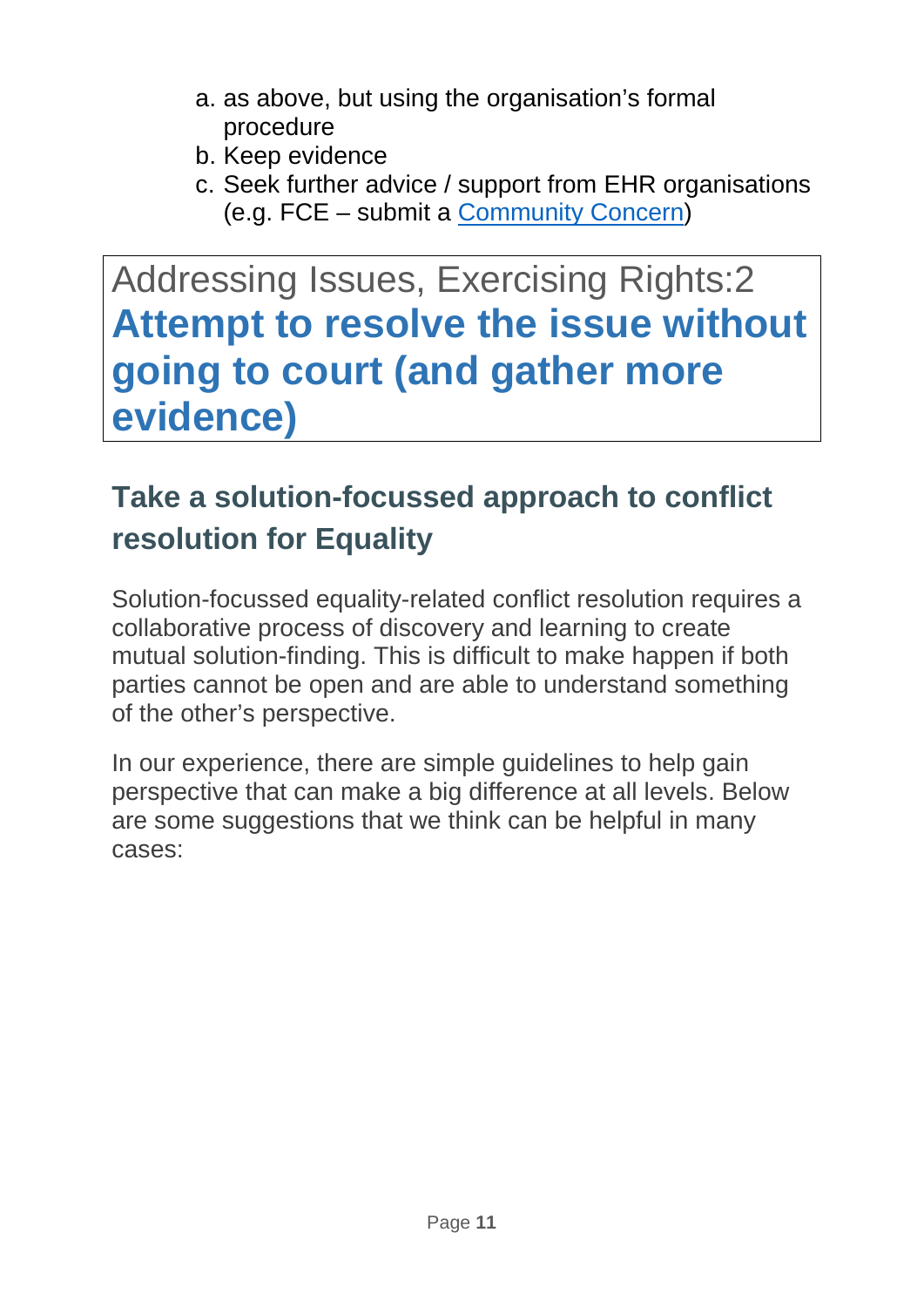a. as above, but using the organisation's formal procedure
b. Keep evidence
c. Seek further advice / support from EHR organisations (e.g. FCE – submit a Community Concern)

# Addressing Issues, Exercising Rights:2 **Attempt to resolve the issue without going to court (and gather more evidence)**

## Take a solution-focussed approach to conflict resolution for Equality

Solution-focussed equality-related conflict resolution requires a collaborative process of discovery and learning to create mutual solution-finding. This is difficult to make happen if both parties cannot be open and are able to understand something of the other's perspective.

In our experience, there are simple guidelines to help gain perspective that can make a big difference at all levels. Below are some suggestions that we think can be helpful in many cases: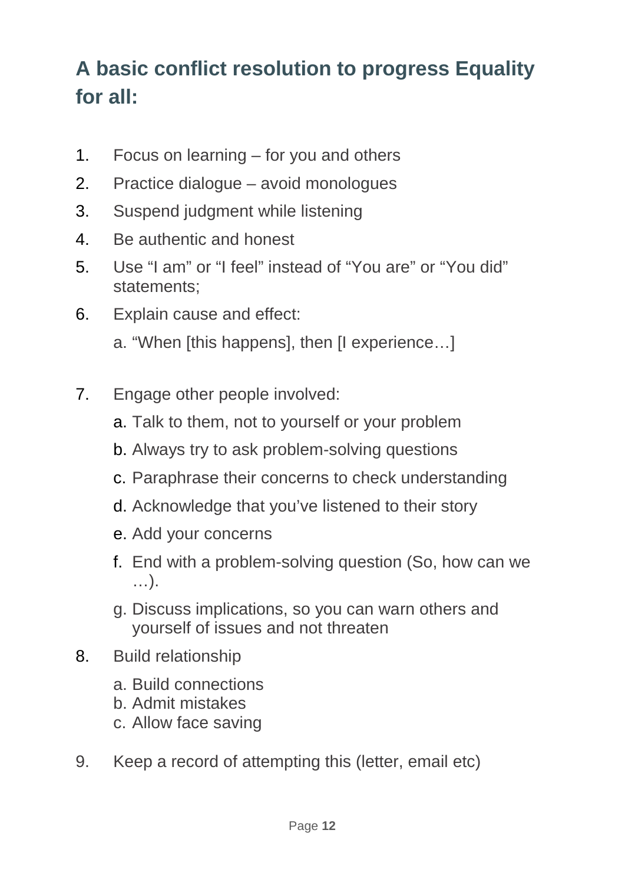## A basic conflict resolution to progress Equality for all:

1. Focus on learning – for you and others
2. Practice dialogue – avoid monologues
3. Suspend judgment while listening
4. Be authentic and honest
5. Use "I am" or "I feel" instead of "You are" or "You did" statements;
6. Explain cause and effect:
   a. "When [this happens], then [I experience…]
7. Engage other people involved:
   a. Talk to them, not to yourself or your problem
   b. Always try to ask problem-solving questions
   c. Paraphrase their concerns to check understanding
   d. Acknowledge that you've listened to their story
   e. Add your concerns
   f. End with a problem-solving question (So, how can we …).
   g. Discuss implications, so you can warn others and yourself of issues and not threaten
8. Build relationship
   a. Build connections
   b. Admit mistakes
   c. Allow face saving
9. Keep a record of attempting this (letter, email etc)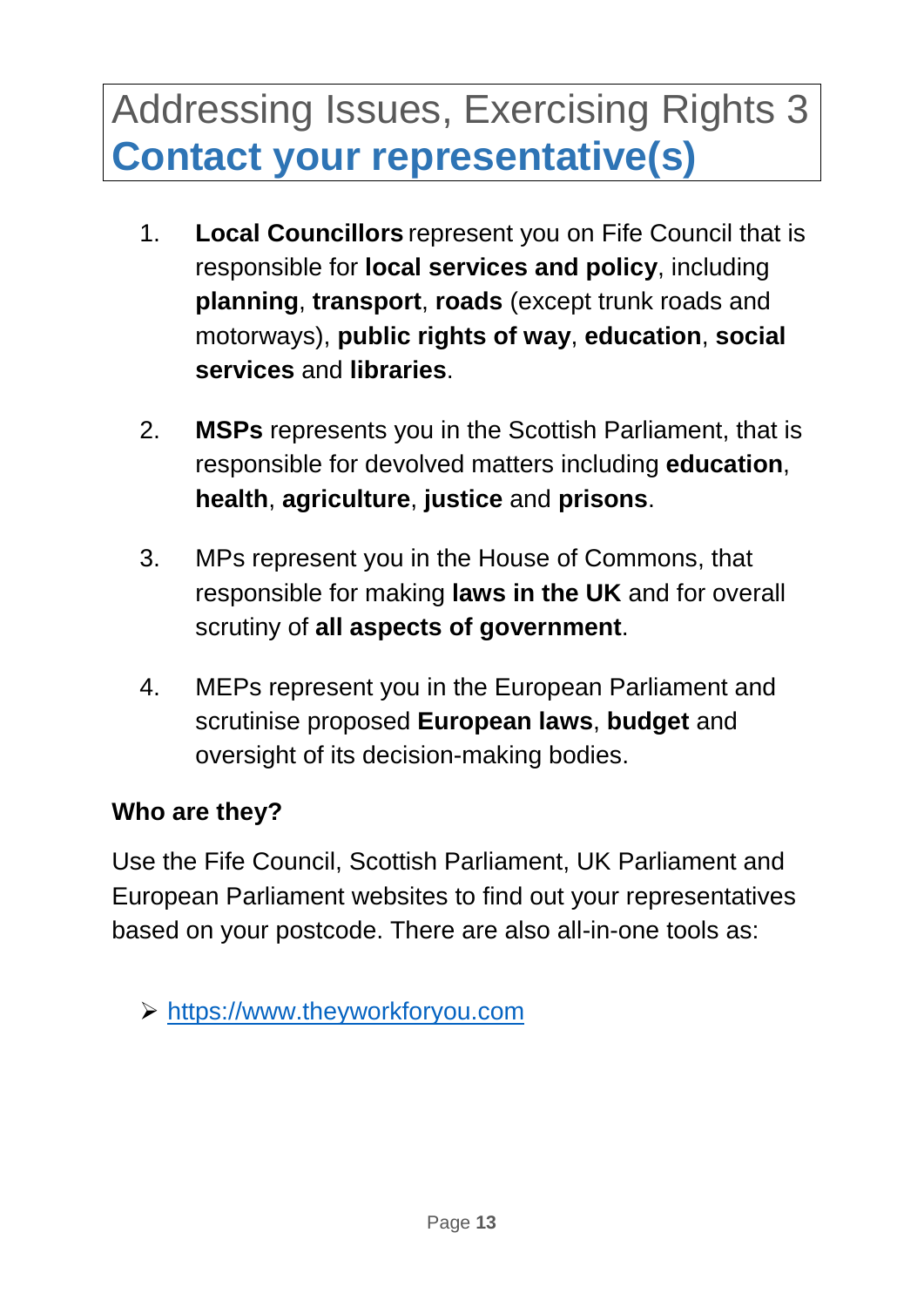# Addressing Issues, Exercising Rights 3

## Contact your representative(s)

1. **Local Councillors** represent you on Fife Council that is responsible for **local services and policy**, including **planning**, **transport**, **roads** (except trunk roads and motorways), **public rights of way**, **education**, **social services** and **libraries**.

2. **MSPs** represents you in the Scottish Parliament, that is responsible for devolved matters including **education**, **health**, **agriculture**, **justice** and **prisons**.

3. MPs represent you in the House of Commons, that responsible for making **laws in the UK** and for overall scrutiny of **all aspects of government**.

4. MEPs represent you in the European Parliament and scrutinise proposed **European laws**, **budget** and oversight of its decision-making bodies.

**Who are they?**

Use the Fife Council, Scottish Parliament, UK Parliament and European Parliament websites to find out your representatives based on your postcode. There are also all-in-one tools as:

- https://www.theyworkforyou.com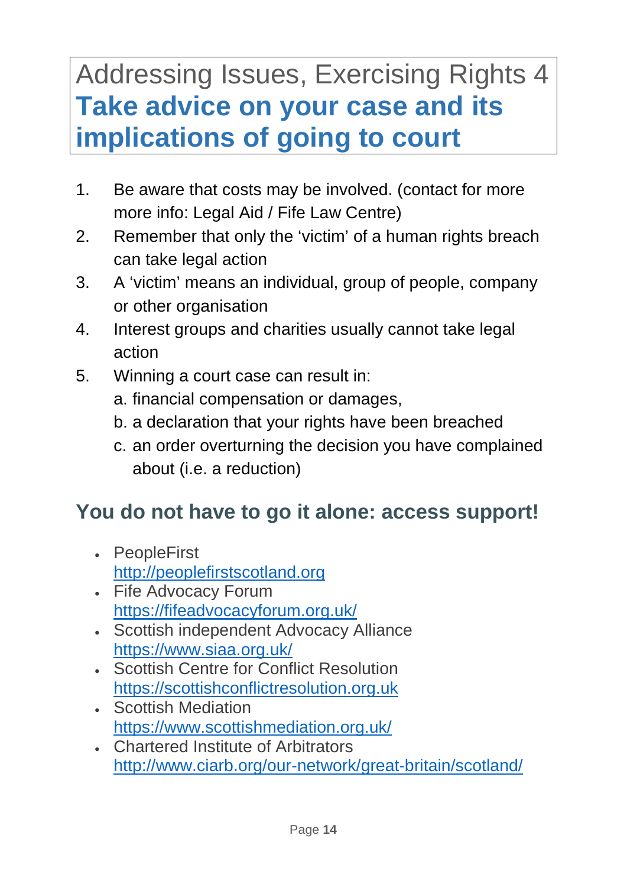# Addressing Issues, Exercising Rights 4
## **Take advice on your case and its implications of going to court**

1. Be aware that costs may be involved. (contact for more more info: Legal Aid / Fife Law Centre)
2. Remember that only the 'victim' of a human rights breach can take legal action
3. A 'victim' means an individual, group of people, company or other organisation
4. Interest groups and charities usually cannot take legal action
5. Winning a court case can result in:
   a. financial compensation or damages,
   b. a declaration that your rights have been breached
   c. an order overturning the decision you have complained about (i.e. a reduction)

## You do not have to go it alone: access support!

- PeopleFirst
  http://peoplefirstscotland.org
- Fife Advocacy Forum
  https://fifeadvocacyforum.org.uk/
- Scottish independent Advocacy Alliance
  https://www.siaa.org.uk/
- Scottish Centre for Conflict Resolution
  https://scottishconflictresolution.org.uk
- Scottish Mediation
  https://www.scottishmediation.org.uk/
- Chartered Institute of Arbitrators
  http://www.ciarb.org/our-network/great-britain/scotland/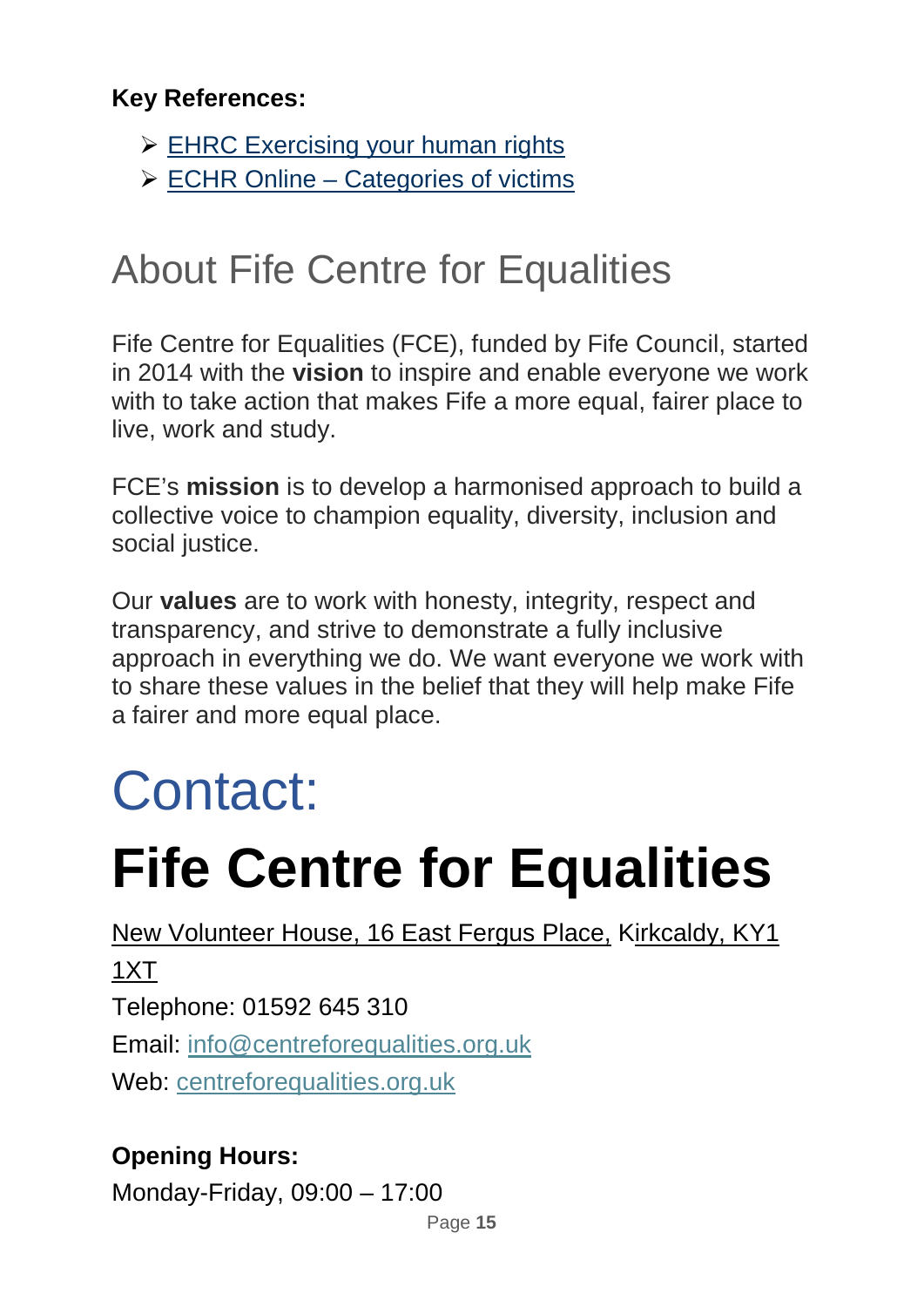**Key References:**

- EHRC Exercising your human rights
- ECHR Online – Categories of victims

## About Fife Centre for Equalities

Fife Centre for Equalities (FCE), funded by Fife Council, started in 2014 with the **vision** to inspire and enable everyone we work with to take action that makes Fife a more equal, fairer place to live, work and study.

FCE's **mission** is to develop a harmonised approach to build a collective voice to champion equality, diversity, inclusion and social justice.

Our **values** are to work with honesty, integrity, respect and transparency, and strive to demonstrate a fully inclusive approach in everything we do. We want everyone we work with to share these values in the belief that they will help make Fife a fairer and more equal place.

# Contact:

# **Fife Centre for Equalities**

New Volunteer House, 16 East Fergus Place, Kirkcaldy, KY1 1XT
Telephone: 01592 645 310
Email: info@centreforequalities.org.uk
Web: centreforequalities.org.uk

**Opening Hours:**
Monday-Friday, 09:00 – 17:00